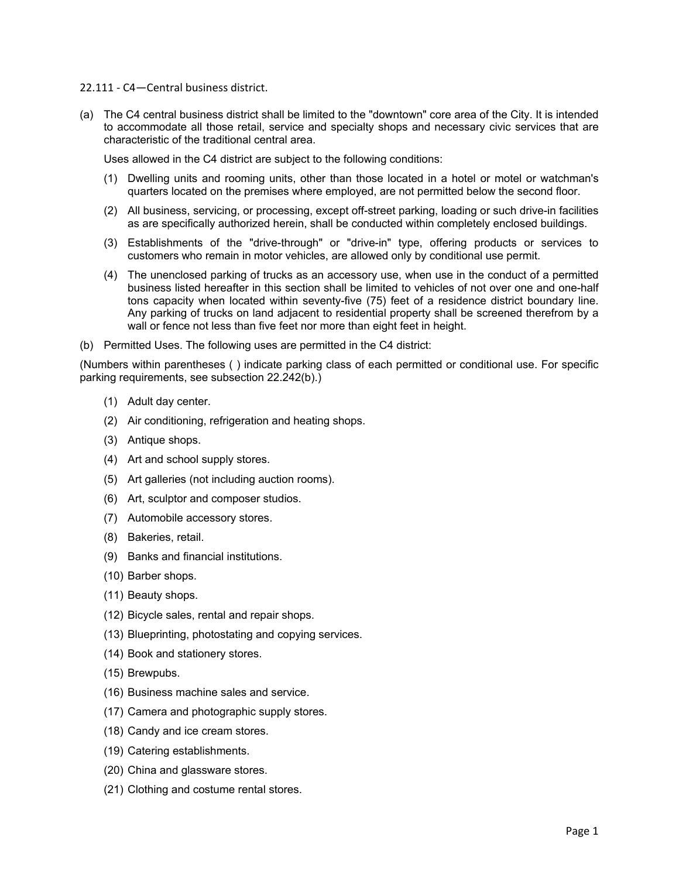# 22.111 - C4—Central business district.

(a) The C4 central business district shall be limited to the "downtown" core area of the City. It is intended to accommodate all those retail, service and specialty shops and necessary civic services that are characteristic of the traditional central area.

Uses allowed in the C4 district are subject to the following conditions:

(1) Dwelling units and rooming units, other than those located in a hotel or motel or watchman's quarters located on the premises where employed, are not permitted below the second floor.

(2) All business, servicing, or processing, except off-street parking, loading or such drive-in facilities as are specifically authorized herein, shall be conducted within completely enclosed buildings.

(3) Establishments of the "drive-through" or "drive-in" type, offering products or services to customers who remain in motor vehicles, are allowed only by conditional use permit.

(4) The unenclosed parking of trucks as an accessory use, when use in the conduct of a permitted business listed hereafter in this section shall be limited to vehicles of not over one and one-half tons capacity when located within seventy-five (75) feet of a residence district boundary line. Any parking of trucks on land adjacent to residential property shall be screened therefrom by a wall or fence not less than five feet nor more than eight feet in height.

(b) Permitted Uses. The following uses are permitted in the C4 district:

(Numbers within parentheses ( ) indicate parking class of each permitted or conditional use. For specific parking requirements, see subsection 22.242(b).)

(1) Adult day center.

(2) Air conditioning, refrigeration and heating shops.

(3) Antique shops.

(4) Art and school supply stores.

(5) Art galleries (not including auction rooms).

(6) Art, sculptor and composer studios.

(7) Automobile accessory stores.

(8) Bakeries, retail.

(9) Banks and financial institutions.

(10) Barber shops.

(11) Beauty shops.

(12) Bicycle sales, rental and repair shops.

(13) Blueprinting, photostating and copying services.

(14) Book and stationery stores.

(15) Brewpubs.

(16) Business machine sales and service.

(17) Camera and photographic supply stores.

(18) Candy and ice cream stores.

(19) Catering establishments.

(20) China and glassware stores.

(21) Clothing and costume rental stores.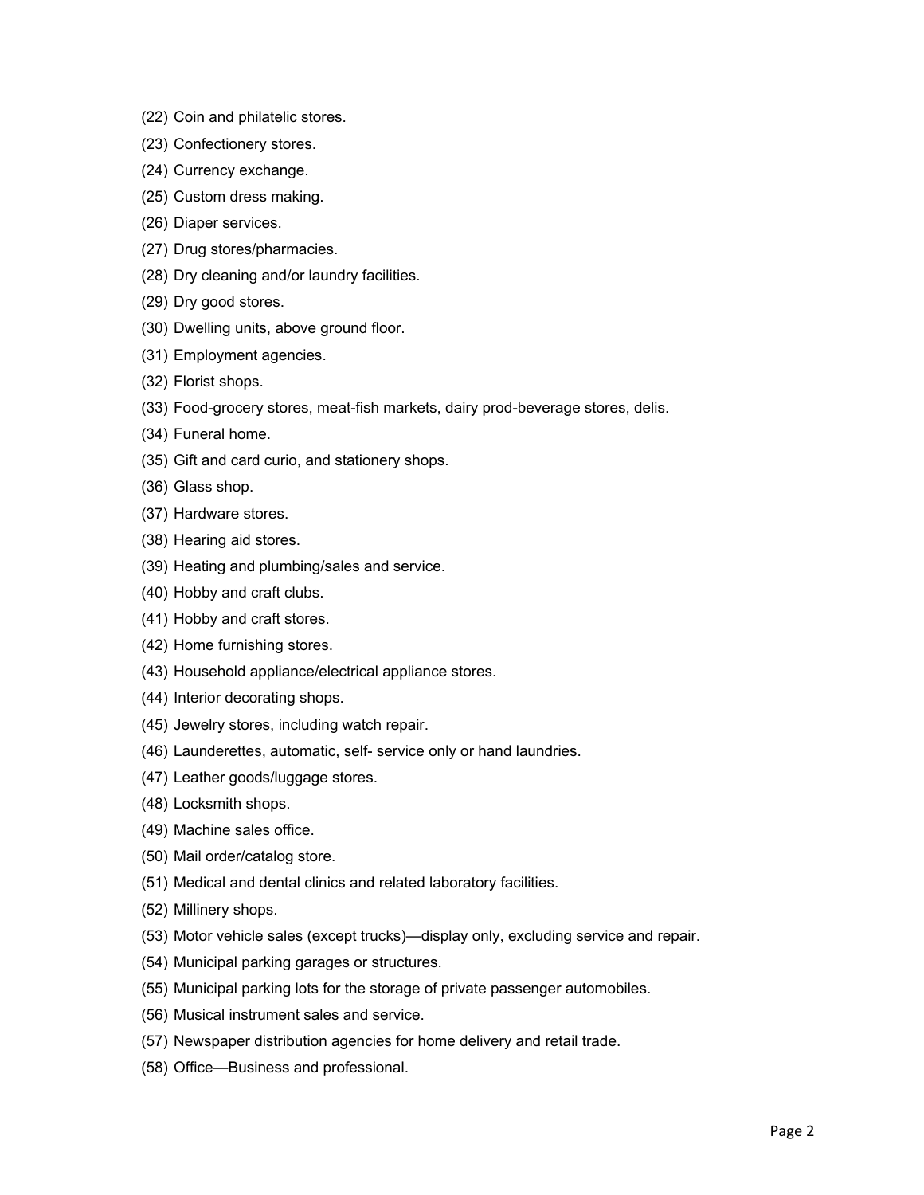(22) Coin and philatelic stores.

(23) Confectionery stores.

(24) Currency exchange.

(25) Custom dress making.

(26) Diaper services.

(27) Drug stores/pharmacies.

(28) Dry cleaning and/or laundry facilities.

(29) Dry good stores.

(30) Dwelling units, above ground floor.

(31) Employment agencies.

(32) Florist shops.

(33) Food-grocery stores, meat-fish markets, dairy prod-beverage stores, delis.

(34) Funeral home.

(35) Gift and card curio, and stationery shops.

(36) Glass shop.

(37) Hardware stores.

(38) Hearing aid stores.

(39) Heating and plumbing/sales and service.

(40) Hobby and craft clubs.

(41) Hobby and craft stores.

(42) Home furnishing stores.

(43) Household appliance/electrical appliance stores.

(44) Interior decorating shops.

(45) Jewelry stores, including watch repair.

(46) Launderettes, automatic, self- service only or hand laundries.

(47) Leather goods/luggage stores.

(48) Locksmith shops.

(49) Machine sales office.

(50) Mail order/catalog store.

(51) Medical and dental clinics and related laboratory facilities.

(52) Millinery shops.

(53) Motor vehicle sales (except trucks)—display only, excluding service and repair.

(54) Municipal parking garages or structures.

(55) Municipal parking lots for the storage of private passenger automobiles.

(56) Musical instrument sales and service.

(57) Newspaper distribution agencies for home delivery and retail trade.

(58) Office—Business and professional.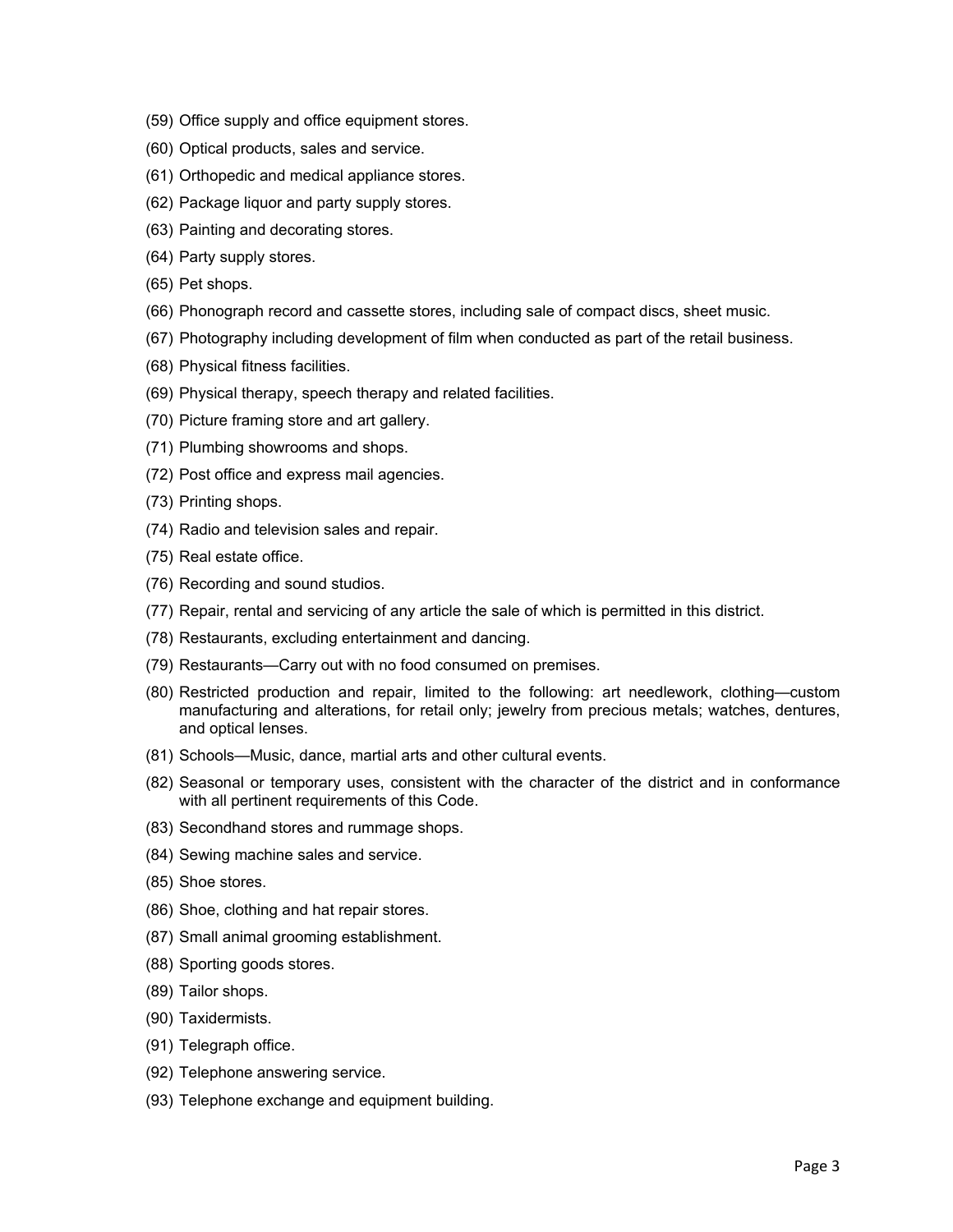(59) Office supply and office equipment stores.

(60) Optical products, sales and service.

(61) Orthopedic and medical appliance stores.

(62) Package liquor and party supply stores.

(63) Painting and decorating stores.

(64) Party supply stores.

(65) Pet shops.

(66) Phonograph record and cassette stores, including sale of compact discs, sheet music.

(67) Photography including development of film when conducted as part of the retail business.

(68) Physical fitness facilities.

(69) Physical therapy, speech therapy and related facilities.

(70) Picture framing store and art gallery.

(71) Plumbing showrooms and shops.

(72) Post office and express mail agencies.

(73) Printing shops.

(74) Radio and television sales and repair.

(75) Real estate office.

(76) Recording and sound studios.

(77) Repair, rental and servicing of any article the sale of which is permitted in this district.

(78) Restaurants, excluding entertainment and dancing.

(79) Restaurants—Carry out with no food consumed on premises.

(80) Restricted production and repair, limited to the following: art needlework, clothing—custom manufacturing and alterations, for retail only; jewelry from precious metals; watches, dentures, and optical lenses.

(81) Schools—Music, dance, martial arts and other cultural events.

(82) Seasonal or temporary uses, consistent with the character of the district and in conformance with all pertinent requirements of this Code.

(83) Secondhand stores and rummage shops.

(84) Sewing machine sales and service.

(85) Shoe stores.

(86) Shoe, clothing and hat repair stores.

(87) Small animal grooming establishment.

(88) Sporting goods stores.

(89) Tailor shops.

(90) Taxidermists.

(91) Telegraph office.

(92) Telephone answering service.

(93) Telephone exchange and equipment building.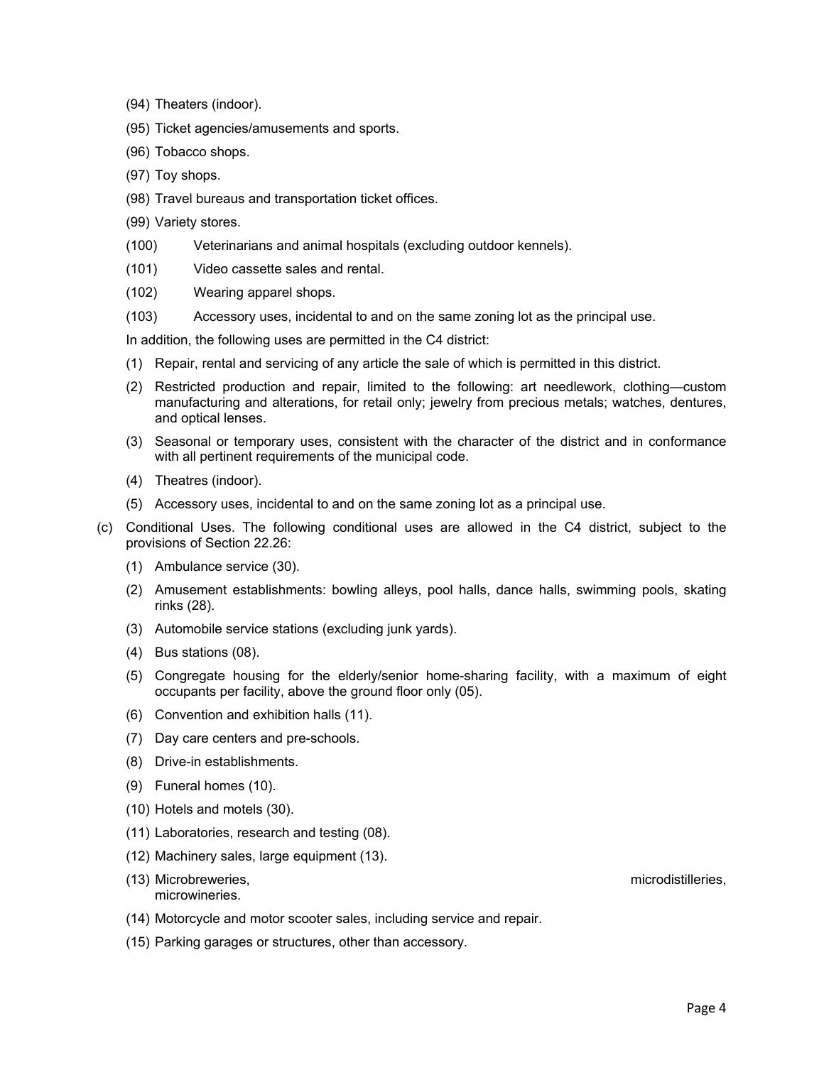(94) Theaters (indoor).

(95) Ticket agencies/amusements and sports.

(96) Tobacco shops.

(97) Toy shops.

(98) Travel bureaus and transportation ticket offices.

(99) Variety stores.

(100) Veterinarians and animal hospitals (excluding outdoor kennels).

(101) Video cassette sales and rental.

(102) Wearing apparel shops.

(103) Accessory uses, incidental to and on the same zoning lot as the principal use.

In addition, the following uses are permitted in the C4 district:

(1) Repair, rental and servicing of any article the sale of which is permitted in this district.

(2) Restricted production and repair, limited to the following: art needlework, clothing—custom manufacturing and alterations, for retail only; jewelry from precious metals; watches, dentures, and optical lenses.

(3) Seasonal or temporary uses, consistent with the character of the district and in conformance with all pertinent requirements of the municipal code.

(4) Theatres (indoor).

(5) Accessory uses, incidental to and on the same zoning lot as a principal use.

(c) Conditional Uses. The following conditional uses are allowed in the C4 district, subject to the provisions of Section 22.26:

(1) Ambulance service (30).

(2) Amusement establishments: bowling alleys, pool halls, dance halls, swimming pools, skating rinks (28).

(3) Automobile service stations (excluding junk yards).

(4) Bus stations (08).

(5) Congregate housing for the elderly/senior home-sharing facility, with a maximum of eight occupants per facility, above the ground floor only (05).

(6) Convention and exhibition halls (11).

(7) Day care centers and pre-schools.

(8) Drive-in establishments.

(9) Funeral homes (10).

(10) Hotels and motels (30).

(11) Laboratories, research and testing (08).

(12) Machinery sales, large equipment (13).

(13) Microbreweries, microdistilleries, microwineries.

(14) Motorcycle and motor scooter sales, including service and repair.

(15) Parking garages or structures, other than accessory.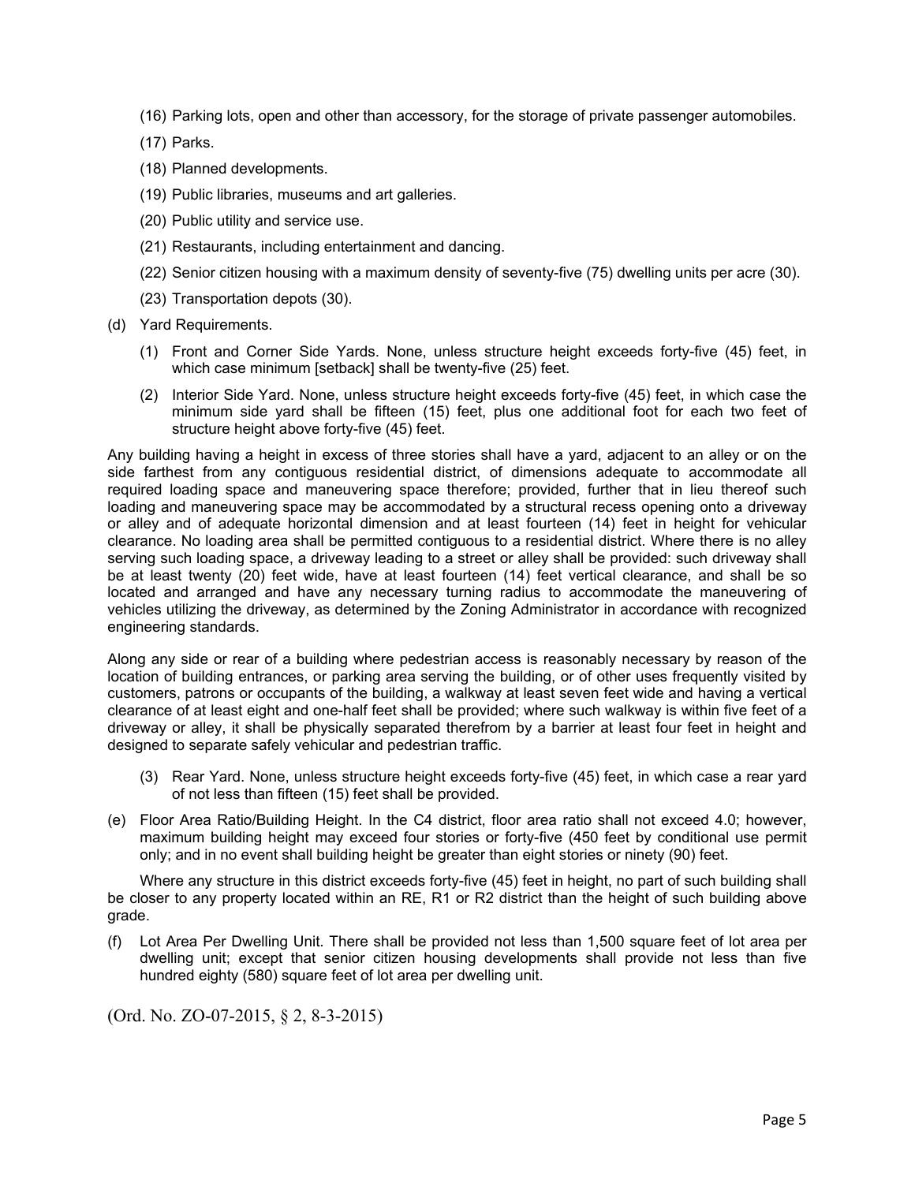(16) Parking lots, open and other than accessory, for the storage of private passenger automobiles.

(17) Parks.

(18) Planned developments.

(19) Public libraries, museums and art galleries.

(20) Public utility and service use.

(21) Restaurants, including entertainment and dancing.

(22) Senior citizen housing with a maximum density of seventy-five (75) dwelling units per acre (30).

(23) Transportation depots (30).

(d) Yard Requirements.

(1) Front and Corner Side Yards. None, unless structure height exceeds forty-five (45) feet, in which case minimum [setback] shall be twenty-five (25) feet.

(2) Interior Side Yard. None, unless structure height exceeds forty-five (45) feet, in which case the minimum side yard shall be fifteen (15) feet, plus one additional foot for each two feet of structure height above forty-five (45) feet.

Any building having a height in excess of three stories shall have a yard, adjacent to an alley or on the side farthest from any contiguous residential district, of dimensions adequate to accommodate all required loading space and maneuvering space therefore; provided, further that in lieu thereof such loading and maneuvering space may be accommodated by a structural recess opening onto a driveway or alley and of adequate horizontal dimension and at least fourteen (14) feet in height for vehicular clearance. No loading area shall be permitted contiguous to a residential district. Where there is no alley serving such loading space, a driveway leading to a street or alley shall be provided: such driveway shall be at least twenty (20) feet wide, have at least fourteen (14) feet vertical clearance, and shall be so located and arranged and have any necessary turning radius to accommodate the maneuvering of vehicles utilizing the driveway, as determined by the Zoning Administrator in accordance with recognized engineering standards.

Along any side or rear of a building where pedestrian access is reasonably necessary by reason of the location of building entrances, or parking area serving the building, or of other uses frequently visited by customers, patrons or occupants of the building, a walkway at least seven feet wide and having a vertical clearance of at least eight and one-half feet shall be provided; where such walkway is within five feet of a driveway or alley, it shall be physically separated therefrom by a barrier at least four feet in height and designed to separate safely vehicular and pedestrian traffic.

(3) Rear Yard. None, unless structure height exceeds forty-five (45) feet, in which case a rear yard of not less than fifteen (15) feet shall be provided.

(e) Floor Area Ratio/Building Height. In the C4 district, floor area ratio shall not exceed 4.0; however, maximum building height may exceed four stories or forty-five (450 feet by conditional use permit only; and in no event shall building height be greater than eight stories or ninety (90) feet.

Where any structure in this district exceeds forty-five (45) feet in height, no part of such building shall be closer to any property located within an RE, R1 or R2 district than the height of such building above grade.

(f) Lot Area Per Dwelling Unit. There shall be provided not less than 1,500 square feet of lot area per dwelling unit; except that senior citizen housing developments shall provide not less than five hundred eighty (580) square feet of lot area per dwelling unit.

(Ord. No. ZO-07-2015, § 2, 8-3-2015)